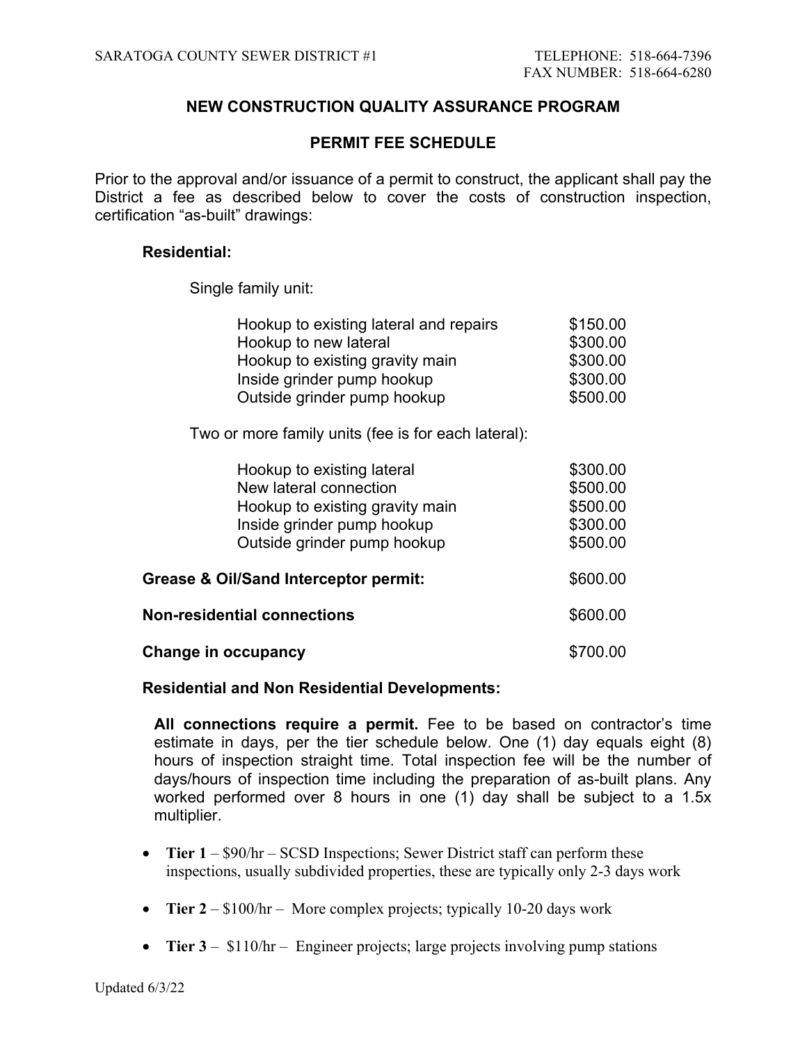SARATOGA COUNTY SEWER DISTRICT #1

TELEPHONE: 518-664-7396
FAX NUMBER: 518-664-6280

## NEW CONSTRUCTION QUALITY ASSURANCE PROGRAM

## PERMIT FEE SCHEDULE

Prior to the approval and/or issuance of a permit to construct, the applicant shall pay the District a fee as described below to cover the costs of construction inspection, certification "as-built" drawings:

**Residential:**

Single family unit:

| | |
|---|---|
| Hookup to existing lateral and repairs | $150.00 |
| Hookup to new lateral | $300.00 |
| Hookup to existing gravity main | $300.00 |
| Inside grinder pump hookup | $300.00 |
| Outside grinder pump hookup | $500.00 |

Two or more family units (fee is for each lateral):

| | |
|---|---|
| Hookup to existing lateral | $300.00 |
| New lateral connection | $500.00 |
| Hookup to existing gravity main | $500.00 |
| Inside grinder pump hookup | $300.00 |
| Outside grinder pump hookup | $500.00 |

| | |
|---|---|
| **Grease & Oil/Sand Interceptor permit:** | $600.00 |
| **Non-residential connections** | $600.00 |
| **Change in occupancy** | $700.00 |

**Residential and Non Residential Developments:**

**All connections require a permit.** Fee to be based on contractor's time estimate in days, per the tier schedule below. One (1) day equals eight (8) hours of inspection straight time. Total inspection fee will be the number of days/hours of inspection time including the preparation of as-built plans. Any worked performed over 8 hours in one (1) day shall be subject to a 1.5x multiplier.

- **Tier 1** – $90/hr – SCSD Inspections; Sewer District staff can perform these inspections, usually subdivided properties, these are typically only 2-3 days work
- **Tier 2** – $100/hr – More complex projects; typically 10-20 days work
- **Tier 3** – $110/hr – Engineer projects; large projects involving pump stations

Updated 6/3/22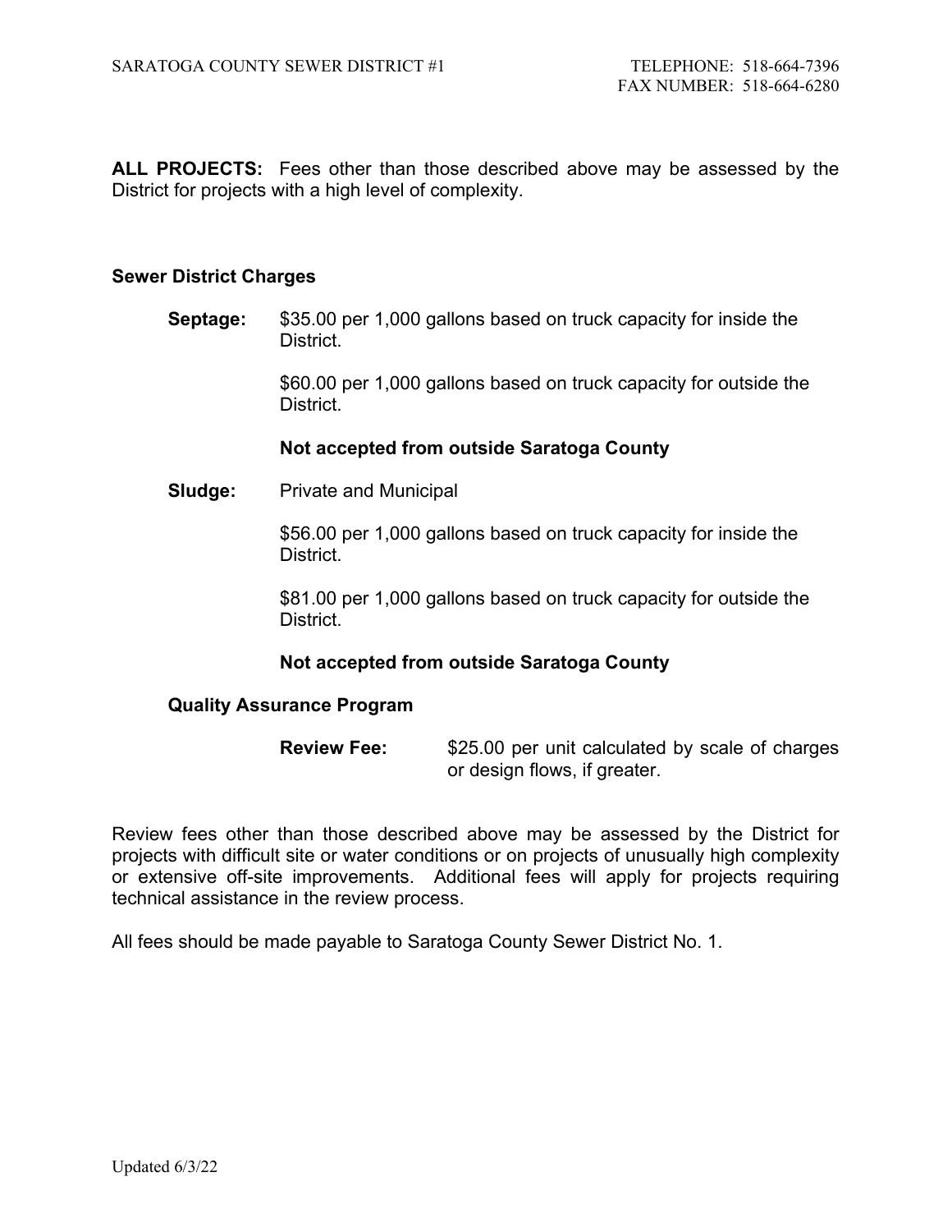**ALL PROJECTS:** Fees other than those described above may be assessed by the District for projects with a high level of complexity.

**Sewer District Charges**

**Septage:** $35.00 per 1,000 gallons based on truck capacity for inside the District.

$60.00 per 1,000 gallons based on truck capacity for outside the District.

**Not accepted from outside Saratoga County**

**Sludge:** Private and Municipal

$56.00 per 1,000 gallons based on truck capacity for inside the District.

$81.00 per 1,000 gallons based on truck capacity for outside the District.

**Not accepted from outside Saratoga County**

**Quality Assurance Program**

**Review Fee:** $25.00 per unit calculated by scale of charges or design flows, if greater.

Review fees other than those described above may be assessed by the District for projects with difficult site or water conditions or on projects of unusually high complexity or extensive off-site improvements. Additional fees will apply for projects requiring technical assistance in the review process.

All fees should be made payable to Saratoga County Sewer District No. 1.

Updated 6/3/22